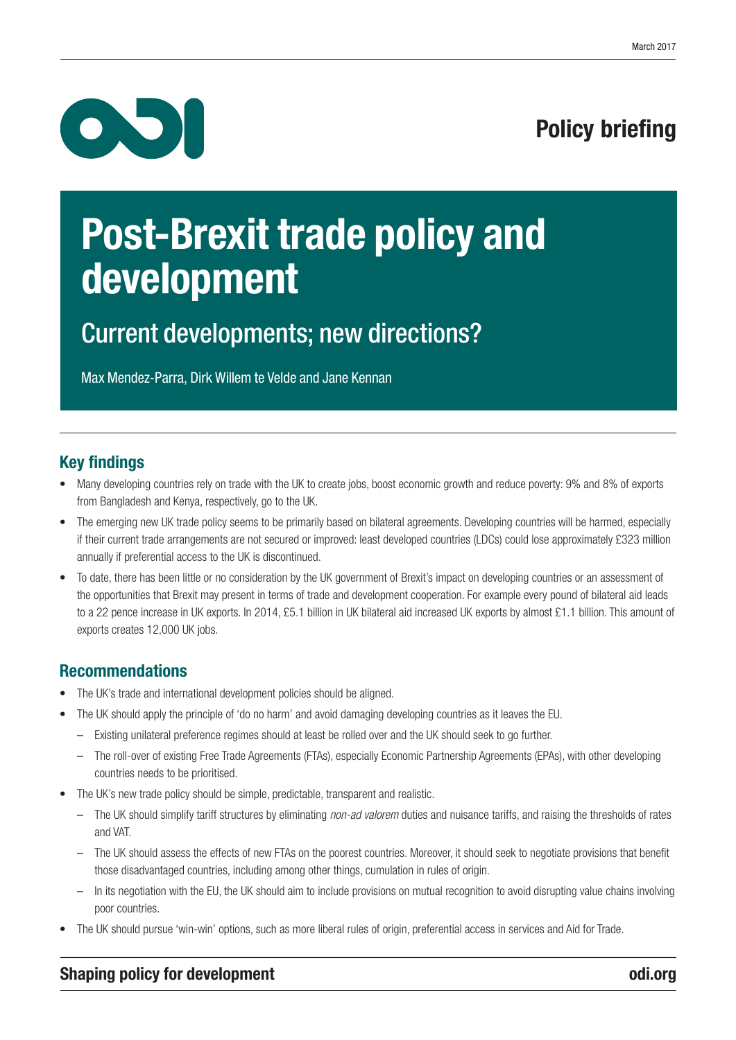March 2017

Policy briefing

# Post-Brexit trade policy and development

## Current developments; new directions?

Max Mendez-Parra, Dirk Willem te Velde and Jane Kennan

### Key findings

- Many developing countries rely on trade with the UK to create jobs, boost economic growth and reduce poverty: 9% and 8% of exports from Bangladesh and Kenya, respectively, go to the UK.
- The emerging new UK trade policy seems to be primarily based on bilateral agreements. Developing countries will be harmed, especially if their current trade arrangements are not secured or improved: least developed countries (LDCs) could lose approximately £323 million annually if preferential access to the UK is discontinued.
- To date, there has been little or no consideration by the UK government of Brexit's impact on developing countries or an assessment of the opportunities that Brexit may present in terms of trade and development cooperation. For example every pound of bilateral aid leads to a 22 pence increase in UK exports. In 2014, £5.1 billion in UK bilateral aid increased UK exports by almost £1.1 billion. This amount of exports creates 12,000 UK jobs.

### Recommendations

- The UK's trade and international development policies should be aligned.
- The UK should apply the principle of 'do no harm' and avoid damaging developing countries as it leaves the EU.
  - Existing unilateral preference regimes should at least be rolled over and the UK should seek to go further.
  - The roll-over of existing Free Trade Agreements (FTAs), especially Economic Partnership Agreements (EPAs), with other developing countries needs to be prioritised.
- The UK's new trade policy should be simple, predictable, transparent and realistic.
  - The UK should simplify tariff structures by eliminating *non-ad valorem* duties and nuisance tariffs, and raising the thresholds of rates and VAT.
  - The UK should assess the effects of new FTAs on the poorest countries. Moreover, it should seek to negotiate provisions that benefit those disadvantaged countries, including among other things, cumulation in rules of origin.
  - In its negotiation with the EU, the UK should aim to include provisions on mutual recognition to avoid disrupting value chains involving poor countries.
- The UK should pursue 'win-win' options, such as more liberal rules of origin, preferential access in services and Aid for Trade.

**Shaping policy for development** **odi.org**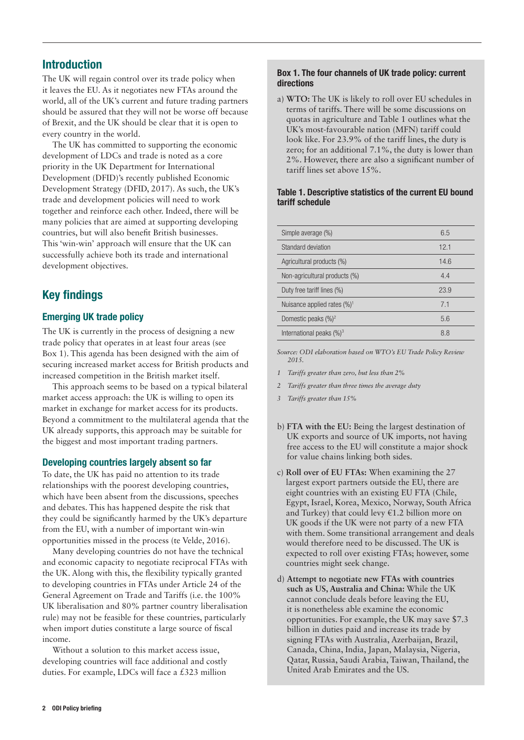## Introduction

The UK will regain control over its trade policy when it leaves the EU. As it negotiates new FTAs around the world, all of the UK's current and future trading partners should be assured that they will not be worse off because of Brexit, and the UK should be clear that it is open to every country in the world.

The UK has committed to supporting the economic development of LDCs and trade is noted as a core priority in the UK Department for International Development (DFID)'s recently published Economic Development Strategy (DFID, 2017). As such, the UK's trade and development policies will need to work together and reinforce each other. Indeed, there will be many policies that are aimed at supporting developing countries, but will also benefit British businesses. This 'win-win' approach will ensure that the UK can successfully achieve both its trade and international development objectives.

## Key findings

### Emerging UK trade policy

The UK is currently in the process of designing a new trade policy that operates in at least four areas (see Box 1). This agenda has been designed with the aim of securing increased market access for British products and increased competition in the British market itself.

This approach seems to be based on a typical bilateral market access approach: the UK is willing to open its market in exchange for market access for its products. Beyond a commitment to the multilateral agenda that the UK already supports, this approach may be suitable for the biggest and most important trading partners.

### Developing countries largely absent so far

To date, the UK has paid no attention to its trade relationships with the poorest developing countries, which have been absent from the discussions, speeches and debates. This has happened despite the risk that they could be significantly harmed by the UK's departure from the EU, with a number of important win-win opportunities missed in the process (te Velde, 2016).

Many developing countries do not have the technical and economic capacity to negotiate reciprocal FTAs with the UK. Along with this, the flexibility typically granted to developing countries in FTAs under Article 24 of the General Agreement on Trade and Tariffs (i.e. the 100% UK liberalisation and 80% partner country liberalisation rule) may not be feasible for these countries, particularly when import duties constitute a large source of fiscal income.

Without a solution to this market access issue, developing countries will face additional and costly duties. For example, LDCs will face a £323 million

### Box 1. The four channels of UK trade policy: current directions

a) **WTO:** The UK is likely to roll over EU schedules in terms of tariffs. There will be some discussions on quotas in agriculture and Table 1 outlines what the UK's most-favourable nation (MFN) tariff could look like. For 23.9% of the tariff lines, the duty is zero; for an additional 7.1%, the duty is lower than 2%. However, there are also a significant number of tariff lines set above 15%.

**Table 1. Descriptive statistics of the current EU bound tariff schedule**

| | |
|---|---|
| Simple average (%) | 6.5 |
| Standard deviation | 12.1 |
| Agricultural products (%) | 14.6 |
| Non-agricultural products (%) | 4.4 |
| Duty free tariff lines (%) | 23.9 |
| Nuisance applied rates (%)[1] | 7.1 |
| Domestic peaks (%)[2] | 5.6 |
| International peaks (%)[3] | 8.8 |

*Source: ODI elaboration based on WTO's EU Trade Policy Review 2015.*

1 *Tariffs greater than zero, but less than 2%*

2 *Tariffs greater than three times the average duty*

3 *Tariffs greater than 15%*

b) **FTA with the EU:** Being the largest destination of UK exports and source of UK imports, not having free access to the EU will constitute a major shock for value chains linking both sides.

c) **Roll over of EU FTAs:** When examining the 27 largest export partners outside the EU, there are eight countries with an existing EU FTA (Chile, Egypt, Israel, Korea, Mexico, Norway, South Africa and Turkey) that could levy €1.2 billion more on UK goods if the UK were not party of a new FTA with them. Some transitional arrangement and deals would therefore need to be discussed. The UK is expected to roll over existing FTAs; however, some countries might seek change.

d) **Attempt to negotiate new FTAs with countries such as US, Australia and China:** While the UK cannot conclude deals before leaving the EU, it is nonetheless able examine the economic opportunities. For example, the UK may save $7.3 billion in duties paid and increase its trade by signing FTAs with Australia, Azerbaijan, Brazil, Canada, China, India, Japan, Malaysia, Nigeria, Qatar, Russia, Saudi Arabia, Taiwan, Thailand, the United Arab Emirates and the US.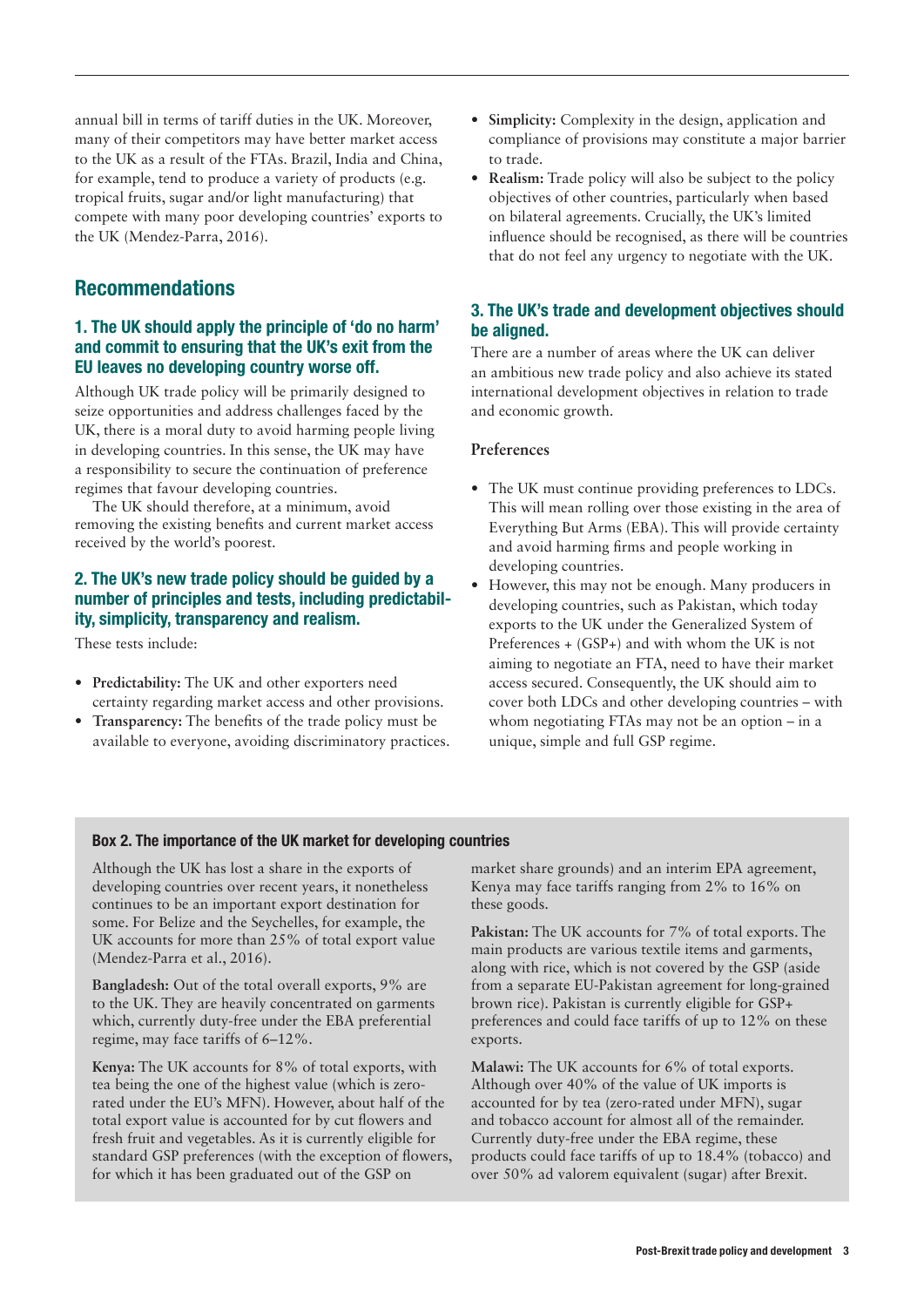annual bill in terms of tariff duties in the UK. Moreover, many of their competitors may have better market access to the UK as a result of the FTAs. Brazil, India and China, for example, tend to produce a variety of products (e.g. tropical fruits, sugar and/or light manufacturing) that compete with many poor developing countries' exports to the UK (Mendez-Parra, 2016).

## Recommendations

### 1. The UK should apply the principle of 'do no harm' and commit to ensuring that the UK's exit from the EU leaves no developing country worse off.

Although UK trade policy will be primarily designed to seize opportunities and address challenges faced by the UK, there is a moral duty to avoid harming people living in developing countries. In this sense, the UK may have a responsibility to secure the continuation of preference regimes that favour developing countries.

The UK should therefore, at a minimum, avoid removing the existing benefits and current market access received by the world's poorest.

### 2. The UK's new trade policy should be guided by a number of principles and tests, including predictability, simplicity, transparency and realism.

These tests include:

- **Predictability:** The UK and other exporters need certainty regarding market access and other provisions.
- **Transparency:** The benefits of the trade policy must be available to everyone, avoiding discriminatory practices.
- **Simplicity:** Complexity in the design, application and compliance of provisions may constitute a major barrier to trade.
- **Realism:** Trade policy will also be subject to the policy objectives of other countries, particularly when based on bilateral agreements. Crucially, the UK's limited influence should be recognised, as there will be countries that do not feel any urgency to negotiate with the UK.

### 3. The UK's trade and development objectives should be aligned.

There are a number of areas where the UK can deliver an ambitious new trade policy and also achieve its stated international development objectives in relation to trade and economic growth.

#### Preferences

- The UK must continue providing preferences to LDCs. This will mean rolling over those existing in the area of Everything But Arms (EBA). This will provide certainty and avoid harming firms and people working in developing countries.
- However, this may not be enough. Many producers in developing countries, such as Pakistan, which today exports to the UK under the Generalized System of Preferences + (GSP+) and with whom the UK is not aiming to negotiate an FTA, need to have their market access secured. Consequently, the UK should aim to cover both LDCs and other developing countries – with whom negotiating FTAs may not be an option – in a unique, simple and full GSP regime.

#### Box 2. The importance of the UK market for developing countries

Although the UK has lost a share in the exports of developing countries over recent years, it nonetheless continues to be an important export destination for some. For Belize and the Seychelles, for example, the UK accounts for more than 25% of total export value (Mendez-Parra et al., 2016).

**Bangladesh:** Out of the total overall exports, 9% are to the UK. They are heavily concentrated on garments which, currently duty-free under the EBA preferential regime, may face tariffs of 6–12%.

**Kenya:** The UK accounts for 8% of total exports, with tea being the one of the highest value (which is zero-rated under the EU's MFN). However, about half of the total export value is accounted for by cut flowers and fresh fruit and vegetables. As it is currently eligible for standard GSP preferences (with the exception of flowers, for which it has been graduated out of the GSP on market share grounds) and an interim EPA agreement, Kenya may face tariffs ranging from 2% to 16% on these goods.

**Pakistan:** The UK accounts for 7% of total exports. The main products are various textile items and garments, along with rice, which is not covered by the GSP (aside from a separate EU-Pakistan agreement for long-grained brown rice). Pakistan is currently eligible for GSP+ preferences and could face tariffs of up to 12% on these exports.

**Malawi:** The UK accounts for 6% of total exports. Although over 40% of the value of UK imports is accounted for by tea (zero-rated under MFN), sugar and tobacco account for almost all of the remainder. Currently duty-free under the EBA regime, these products could face tariffs of up to 18.4% (tobacco) and over 50% ad valorem equivalent (sugar) after Brexit.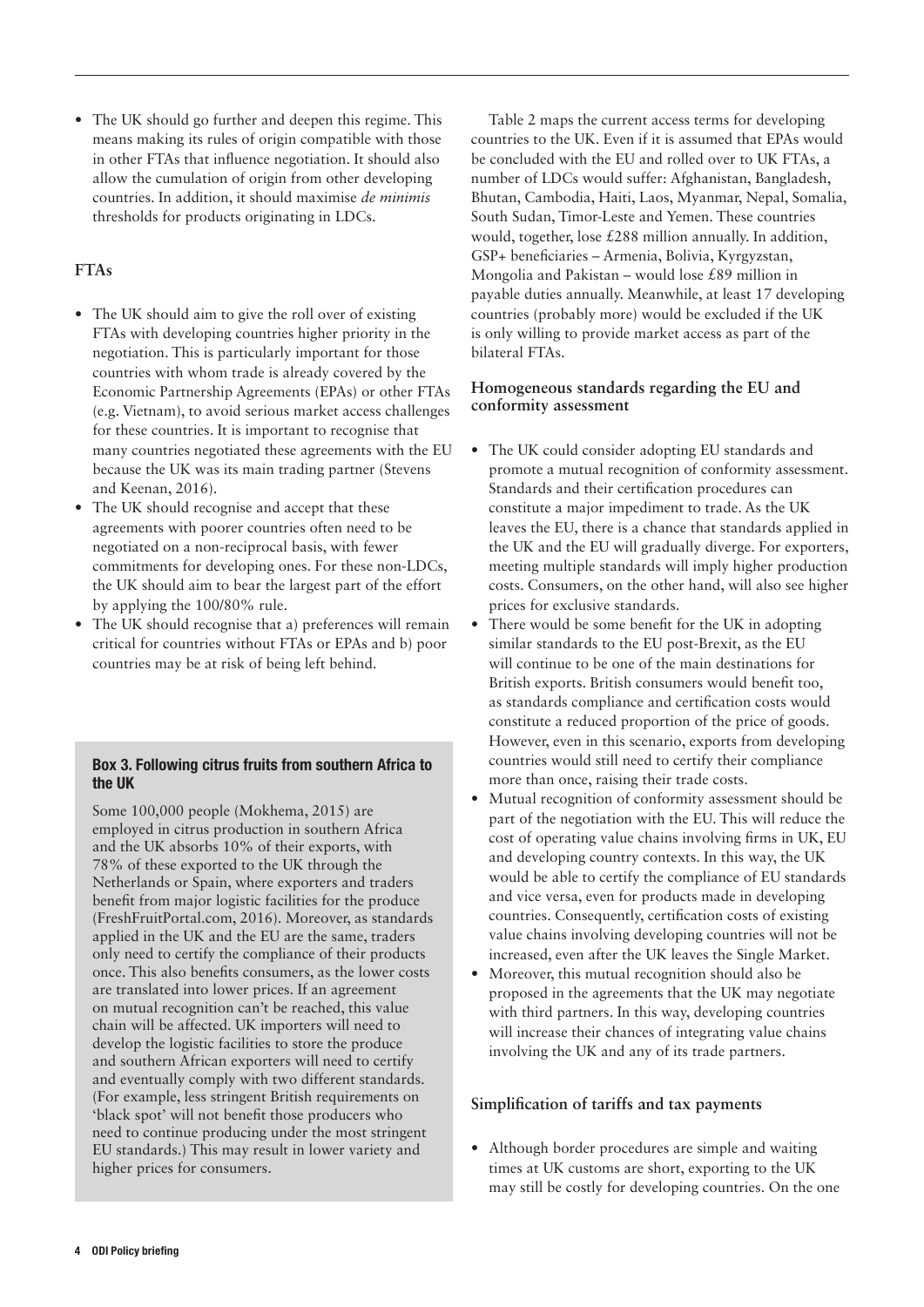- The UK should go further and deepen this regime. This means making its rules of origin compatible with those in other FTAs that influence negotiation. It should also allow the cumulation of origin from other developing countries. In addition, it should maximise *de minimis* thresholds for products originating in LDCs.

### FTAs

- The UK should aim to give the roll over of existing FTAs with developing countries higher priority in the negotiation. This is particularly important for those countries with whom trade is already covered by the Economic Partnership Agreements (EPAs) or other FTAs (e.g. Vietnam), to avoid serious market access challenges for these countries. It is important to recognise that many countries negotiated these agreements with the EU because the UK was its main trading partner (Stevens and Keenan, 2016).
- The UK should recognise and accept that these agreements with poorer countries often need to be negotiated on a non-reciprocal basis, with fewer commitments for developing ones. For these non-LDCs, the UK should aim to bear the largest part of the effort by applying the 100/80% rule.
- The UK should recognise that a) preferences will remain critical for countries without FTAs or EPAs and b) poor countries may be at risk of being left behind.

> **Box 3. Following citrus fruits from southern Africa to the UK**
>
> Some 100,000 people (Mokhema, 2015) are employed in citrus production in southern Africa and the UK absorbs 10% of their exports, with 78% of these exported to the UK through the Netherlands or Spain, where exporters and traders benefit from major logistic facilities for the produce (FreshFruitPortal.com, 2016). Moreover, as standards applied in the UK and the EU are the same, traders only need to certify the compliance of their products once. This also benefits consumers, as the lower costs are translated into lower prices. If an agreement on mutual recognition can't be reached, this value chain will be affected. UK importers will need to develop the logistic facilities to store the produce and southern African exporters will need to certify and eventually comply with two different standards. (For example, less stringent British requirements on 'black spot' will not benefit those producers who need to continue producing under the most stringent EU standards.) This may result in lower variety and higher prices for consumers.

Table 2 maps the current access terms for developing countries to the UK. Even if it is assumed that EPAs would be concluded with the EU and rolled over to UK FTAs, a number of LDCs would suffer: Afghanistan, Bangladesh, Bhutan, Cambodia, Haiti, Laos, Myanmar, Nepal, Somalia, South Sudan, Timor-Leste and Yemen. These countries would, together, lose £288 million annually. In addition, GSP+ beneficiaries – Armenia, Bolivia, Kyrgyzstan, Mongolia and Pakistan – would lose £89 million in payable duties annually. Meanwhile, at least 17 developing countries (probably more) would be excluded if the UK is only willing to provide market access as part of the bilateral FTAs.

### Homogeneous standards regarding the EU and conformity assessment

- The UK could consider adopting EU standards and promote a mutual recognition of conformity assessment. Standards and their certification procedures can constitute a major impediment to trade. As the UK leaves the EU, there is a chance that standards applied in the UK and the EU will gradually diverge. For exporters, meeting multiple standards will imply higher production costs. Consumers, on the other hand, will also see higher prices for exclusive standards.
- There would be some benefit for the UK in adopting similar standards to the EU post-Brexit, as the EU will continue to be one of the main destinations for British exports. British consumers would benefit too, as standards compliance and certification costs would constitute a reduced proportion of the price of goods. However, even in this scenario, exports from developing countries would still need to certify their compliance more than once, raising their trade costs.
- Mutual recognition of conformity assessment should be part of the negotiation with the EU. This will reduce the cost of operating value chains involving firms in UK, EU and developing country contexts. In this way, the UK would be able to certify the compliance of EU standards and vice versa, even for products made in developing countries. Consequently, certification costs of existing value chains involving developing countries will not be increased, even after the UK leaves the Single Market.
- Moreover, this mutual recognition should also be proposed in the agreements that the UK may negotiate with third partners. In this way, developing countries will increase their chances of integrating value chains involving the UK and any of its trade partners.

### Simplification of tariffs and tax payments

- Although border procedures are simple and waiting times at UK customs are short, exporting to the UK may still be costly for developing countries. On the one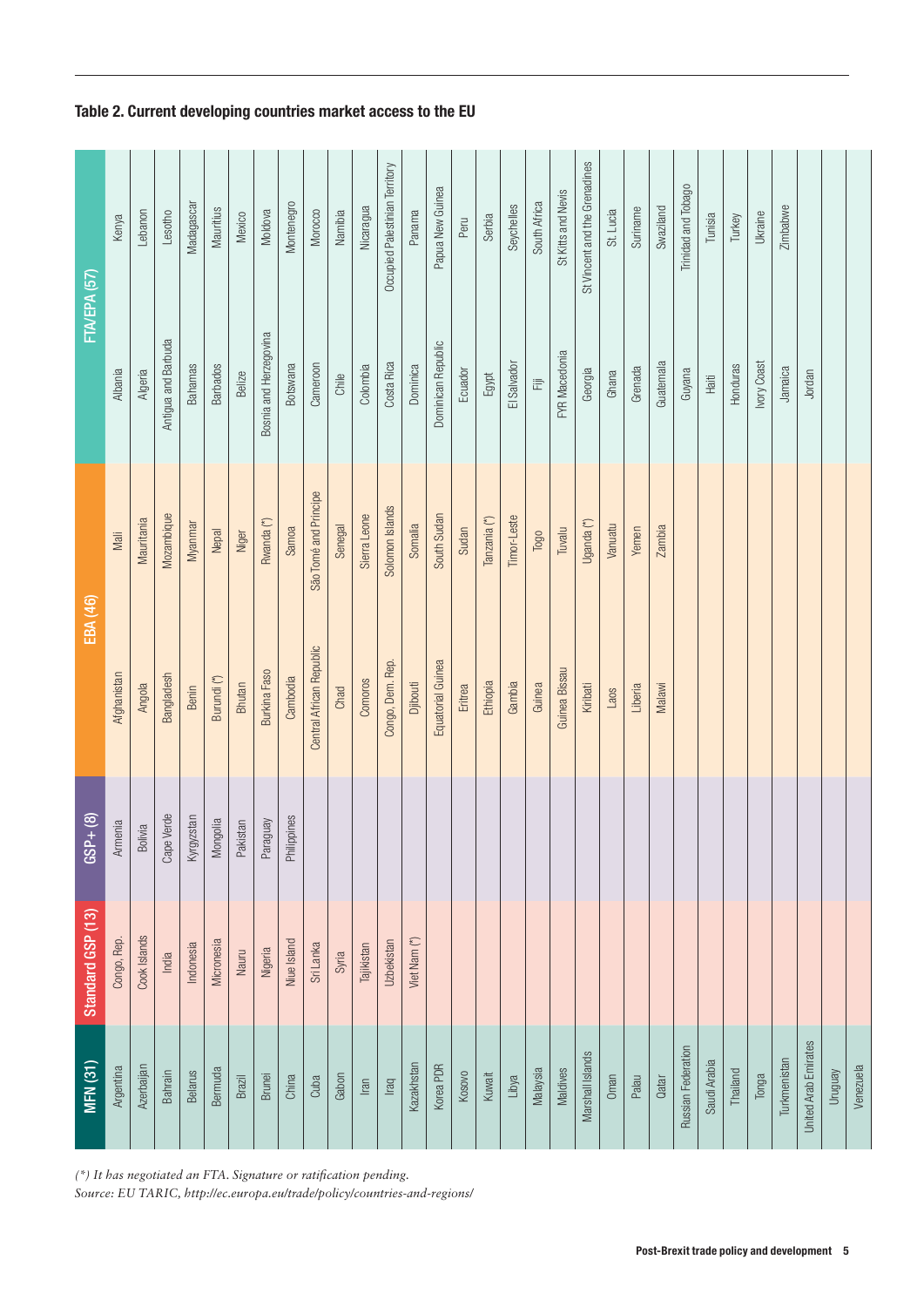## Table 2. Current developing countries market access to the EU

| MFN (31) | Standard GSP (13) | GSP+ (8) | EBA (46) | | FTA/EPA (57) | |
|---|---|---|---|---|---|---|
| Argentina | Congo, Rep. | Armenia | Afghanistan | Mali | Albania | Kenya |
| Azerbaijan | Cook Islands | Bolivia | Angola | Mauritania | Algeria | Lebanon |
| Bahrain | India | Cape Verde | Bangladesh | Mozambique | Antigua and Barbuda | Lesotho |
| Belarus | Indonesia | Kyrgyzstan | Benin | Myanmar | Bahamas | Madagascar |
| Bermuda | Micronesia | Mongolia | Burundi (*) | Nepal | Barbados | Mauritius |
| Brazil | Nauru | Pakistan | Bhutan | Niger | Belize | Mexico |
| Brunei | Nigeria | Paraguay | Burkina Faso | Rwanda (*) | Bosnia and Herzegovina | Moldova |
| China | Niue Island | Philippines | Cambodia | Samoa | Botswana | Montenegro |
| Cuba | Sri Lanka | | Central African Republic | São Tomé and Príncipe | Cameroon | Morocco |
| Gabon | Syria | | Chad | Senegal | Chile | Namibia |
| Iran | Tajikistan | | Comoros | Sierra Leone | Colombia | Nicaragua |
| Iraq | Uzbekistan | | Congo, Dem. Rep. | Solomon Islands | Costa Rica | Occupied Palestinian Territory |
| Kazakhstan | Viet Nam (*) | | Djibouti | Somalia | Dominica | Panama |
| Korea PDR | | | Equatorial Guinea | South Sudan | Dominican Republic | Papua New Guinea |
| Kosovo | | | Eritrea | Sudan | Ecuador | Peru |
| Kuwait | | | Ethiopia | Tanzania (*) | Egypt | Serbia |
| Libya | | | Gambia | Timor-Leste | El Salvador | Seychelles |
| Malaysia | | | Guinea | Togo | Fiji | South Africa |
| Maldives | | | Guinea Bissau | Tuvalu | FYR Macedonia | St Kitts and Nevis |
| Marshall Islands | | | Kiribati | Uganda (*) | Georgia | St Vincent and the Grenadines |
| Oman | | | Laos | Vanuatu | Ghana | St. Lucia |
| Palau | | | Liberia | Yemen | Grenada | Suriname |
| Qatar | | | Malawi | Zambia | Guatemala | Swaziland |
| Russian Federation | | | | | Guyana | Trinidad and Tobago |
| Saudi Arabia | | | | | Haiti | Tunisia |
| Thailand | | | | | Honduras | Turkey |
| Tonga | | | | | Ivory Coast | Ukraine |
| Turkmenistan | | | | | Jamaica | Zimbabwe |
| United Arab Emirates | | | | | Jordan | |
| Uruguay | | | | | | |
| Venezuela | | | | | | |

*(*) It has negotiated an FTA. Signature or ratification pending.*

*Source: EU TARIC, http://ec.europa.eu/trade/policy/countries-and-regions/*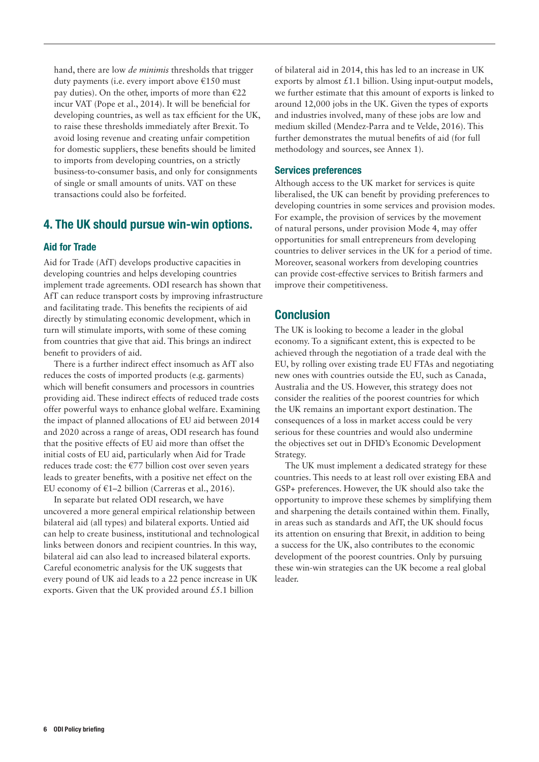hand, there are low *de minimis* thresholds that trigger duty payments (i.e. every import above €150 must pay duties). On the other, imports of more than €22 incur VAT (Pope et al., 2014). It will be beneficial for developing countries, as well as tax efficient for the UK, to raise these thresholds immediately after Brexit. To avoid losing revenue and creating unfair competition for domestic suppliers, these benefits should be limited to imports from developing countries, on a strictly business-to-consumer basis, and only for consignments of single or small amounts of units. VAT on these transactions could also be forfeited.

## 4. The UK should pursue win-win options.

### Aid for Trade

Aid for Trade (AfT) develops productive capacities in developing countries and helps developing countries implement trade agreements. ODI research has shown that AfT can reduce transport costs by improving infrastructure and facilitating trade. This benefits the recipients of aid directly by stimulating economic development, which in turn will stimulate imports, with some of these coming from countries that give that aid. This brings an indirect benefit to providers of aid.

There is a further indirect effect insomuch as AfT also reduces the costs of imported products (e.g. garments) which will benefit consumers and processors in countries providing aid. These indirect effects of reduced trade costs offer powerful ways to enhance global welfare. Examining the impact of planned allocations of EU aid between 2014 and 2020 across a range of areas, ODI research has found that the positive effects of EU aid more than offset the initial costs of EU aid, particularly when Aid for Trade reduces trade cost: the €77 billion cost over seven years leads to greater benefits, with a positive net effect on the EU economy of €1–2 billion (Carreras et al., 2016).

In separate but related ODI research, we have uncovered a more general empirical relationship between bilateral aid (all types) and bilateral exports. Untied aid can help to create business, institutional and technological links between donors and recipient countries. In this way, bilateral aid can also lead to increased bilateral exports. Careful econometric analysis for the UK suggests that every pound of UK aid leads to a 22 pence increase in UK exports. Given that the UK provided around £5.1 billion of bilateral aid in 2014, this has led to an increase in UK exports by almost £1.1 billion. Using input-output models, we further estimate that this amount of exports is linked to around 12,000 jobs in the UK. Given the types of exports and industries involved, many of these jobs are low and medium skilled (Mendez-Parra and te Velde, 2016). This further demonstrates the mutual benefits of aid (for full methodology and sources, see Annex 1).

### Services preferences

Although access to the UK market for services is quite liberalised, the UK can benefit by providing preferences to developing countries in some services and provision modes. For example, the provision of services by the movement of natural persons, under provision Mode 4, may offer opportunities for small entrepreneurs from developing countries to deliver services in the UK for a period of time. Moreover, seasonal workers from developing countries can provide cost-effective services to British farmers and improve their competitiveness.

## Conclusion

The UK is looking to become a leader in the global economy. To a significant extent, this is expected to be achieved through the negotiation of a trade deal with the EU, by rolling over existing trade EU FTAs and negotiating new ones with countries outside the EU, such as Canada, Australia and the US. However, this strategy does not consider the realities of the poorest countries for which the UK remains an important export destination. The consequences of a loss in market access could be very serious for these countries and would also undermine the objectives set out in DFID's Economic Development Strategy.

The UK must implement a dedicated strategy for these countries. This needs to at least roll over existing EBA and GSP+ preferences. However, the UK should also take the opportunity to improve these schemes by simplifying them and sharpening the details contained within them. Finally, in areas such as standards and AfT, the UK should focus its attention on ensuring that Brexit, in addition to being a success for the UK, also contributes to the economic development of the poorest countries. Only by pursuing these win-win strategies can the UK become a real global leader.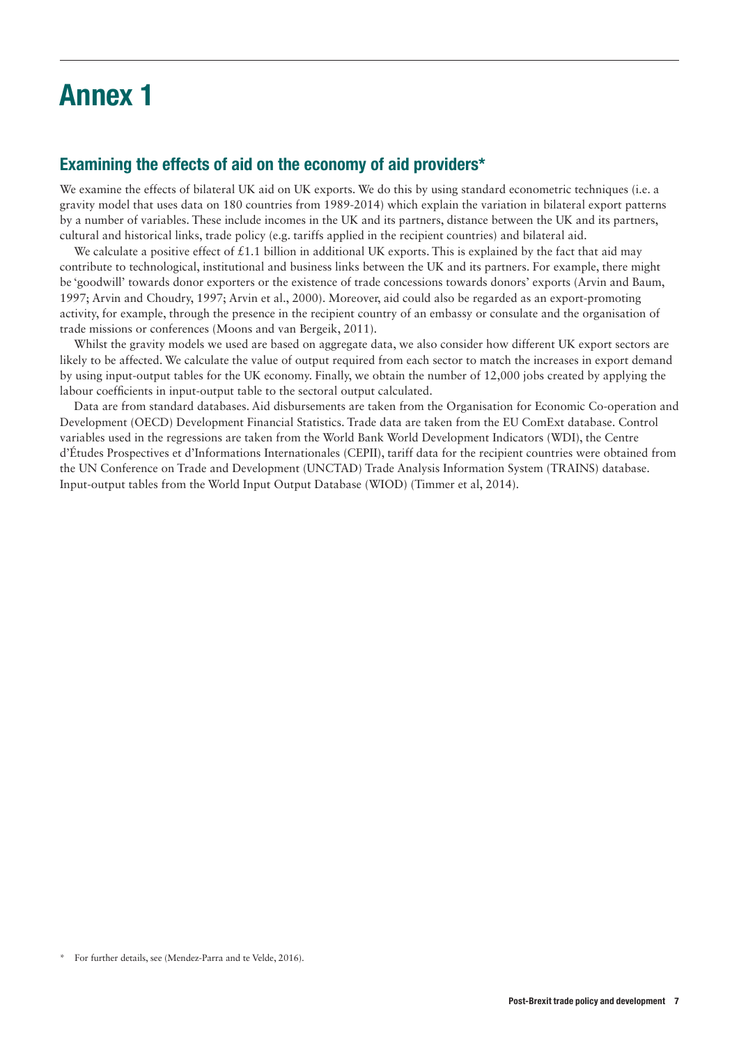# Annex 1

## Examining the effects of aid on the economy of aid providers*

We examine the effects of bilateral UK aid on UK exports. We do this by using standard econometric techniques (i.e. a gravity model that uses data on 180 countries from 1989-2014) which explain the variation in bilateral export patterns by a number of variables. These include incomes in the UK and its partners, distance between the UK and its partners, cultural and historical links, trade policy (e.g. tariffs applied in the recipient countries) and bilateral aid.

We calculate a positive effect of £1.1 billion in additional UK exports. This is explained by the fact that aid may contribute to technological, institutional and business links between the UK and its partners. For example, there might be 'goodwill' towards donor exporters or the existence of trade concessions towards donors' exports (Arvin and Baum, 1997; Arvin and Choudry, 1997; Arvin et al., 2000). Moreover, aid could also be regarded as an export-promoting activity, for example, through the presence in the recipient country of an embassy or consulate and the organisation of trade missions or conferences (Moons and van Bergeik, 2011).

Whilst the gravity models we used are based on aggregate data, we also consider how different UK export sectors are likely to be affected. We calculate the value of output required from each sector to match the increases in export demand by using input-output tables for the UK economy. Finally, we obtain the number of 12,000 jobs created by applying the labour coefficients in input-output table to the sectoral output calculated.

Data are from standard databases. Aid disbursements are taken from the Organisation for Economic Co-operation and Development (OECD) Development Financial Statistics. Trade data are taken from the EU ComExt database. Control variables used in the regressions are taken from the World Bank World Development Indicators (WDI), the Centre d'Études Prospectives et d'Informations Internationales (CEPII), tariff data for the recipient countries were obtained from the UN Conference on Trade and Development (UNCTAD) Trade Analysis Information System (TRAINS) database. Input-output tables from the World Input Output Database (WIOD) (Timmer et al, 2014).

\* For further details, see (Mendez-Parra and te Velde, 2016).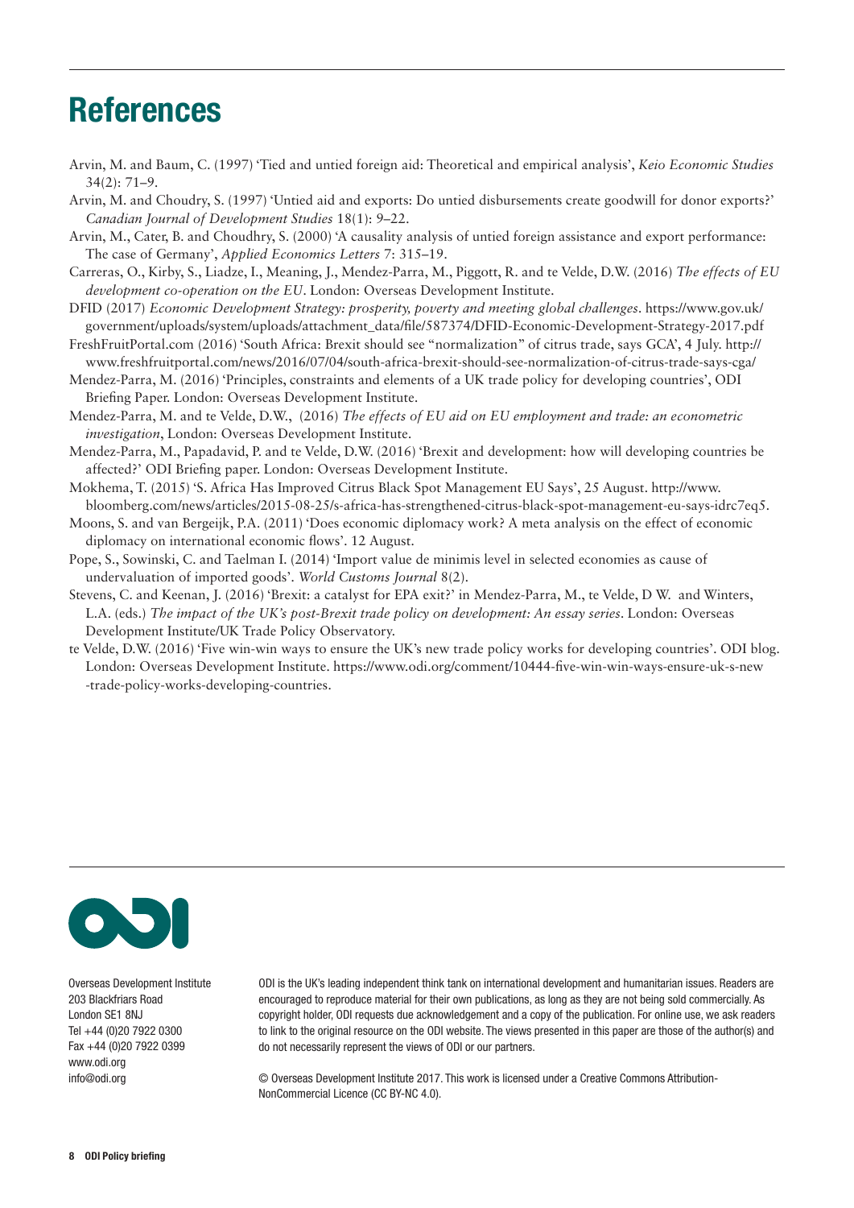# References

Arvin, M. and Baum, C. (1997) 'Tied and untied foreign aid: Theoretical and empirical analysis', *Keio Economic Studies* 34(2): 71–9.

Arvin, M. and Choudry, S. (1997) 'Untied aid and exports: Do untied disbursements create goodwill for donor exports?' *Canadian Journal of Development Studies* 18(1): 9–22.

Arvin, M., Cater, B. and Choudhry, S. (2000) 'A causality analysis of untied foreign assistance and export performance: The case of Germany', *Applied Economics Letters* 7: 315–19.

Carreras, O., Kirby, S., Liadze, I., Meaning, J., Mendez-Parra, M., Piggott, R. and te Velde, D.W. (2016) *The effects of EU development co-operation on the EU*. London: Overseas Development Institute.

DFID (2017) *Economic Development Strategy: prosperity, poverty and meeting global challenges*. https://www.gov.uk/government/uploads/system/uploads/attachment_data/file/587374/DFID-Economic-Development-Strategy-2017.pdf

FreshFruitPortal.com (2016) 'South Africa: Brexit should see "normalization" of citrus trade, says GCA', 4 July. http://www.freshfruitportal.com/news/2016/07/04/south-africa-brexit-should-see-normalization-of-citrus-trade-says-cga/

Mendez-Parra, M. (2016) 'Principles, constraints and elements of a UK trade policy for developing countries', ODI Briefing Paper. London: Overseas Development Institute.

Mendez-Parra, M. and te Velde, D.W., (2016) *The effects of EU aid on EU employment and trade: an econometric investigation*, London: Overseas Development Institute.

Mendez-Parra, M., Papadavid, P. and te Velde, D.W. (2016) 'Brexit and development: how will developing countries be affected?' ODI Briefing paper. London: Overseas Development Institute.

Mokhema, T. (2015) 'S. Africa Has Improved Citrus Black Spot Management EU Says', 25 August. http://www.bloomberg.com/news/articles/2015-08-25/s-africa-has-strengthened-citrus-black-spot-management-eu-says-idrc7eq5.

Moons, S. and van Bergeijk, P.A. (2011) 'Does economic diplomacy work? A meta analysis on the effect of economic diplomacy on international economic flows'. 12 August.

Pope, S., Sowinski, C. and Taelman I. (2014) 'Import value de minimis level in selected economies as cause of undervaluation of imported goods'. *World Customs Journal* 8(2).

Stevens, C. and Keenan, J. (2016) 'Brexit: a catalyst for EPA exit?' in Mendez-Parra, M., te Velde, D W. and Winters, L.A. (eds.) *The impact of the UK's post-Brexit trade policy on development: An essay series*. London: Overseas Development Institute/UK Trade Policy Observatory.

te Velde, D.W. (2016) 'Five win-win ways to ensure the UK's new trade policy works for developing countries'. ODI blog. London: Overseas Development Institute. https://www.odi.org/comment/10444-five-win-win-ways-ensure-uk-s-new-trade-policy-works-developing-countries.

Overseas Development Institute
203 Blackfriars Road
London SE1 8NJ
Tel +44 (0)20 7922 0300
Fax +44 (0)20 7922 0399
www.odi.org
info@odi.org

ODI is the UK's leading independent think tank on international development and humanitarian issues. Readers are encouraged to reproduce material for their own publications, as long as they are not being sold commercially. As copyright holder, ODI requests due acknowledgement and a copy of the publication. For online use, we ask readers to link to the original resource on the ODI website. The views presented in this paper are those of the author(s) and do not necessarily represent the views of ODI or our partners.

© Overseas Development Institute 2017. This work is licensed under a Creative Commons Attribution-NonCommercial Licence (CC BY-NC 4.0).